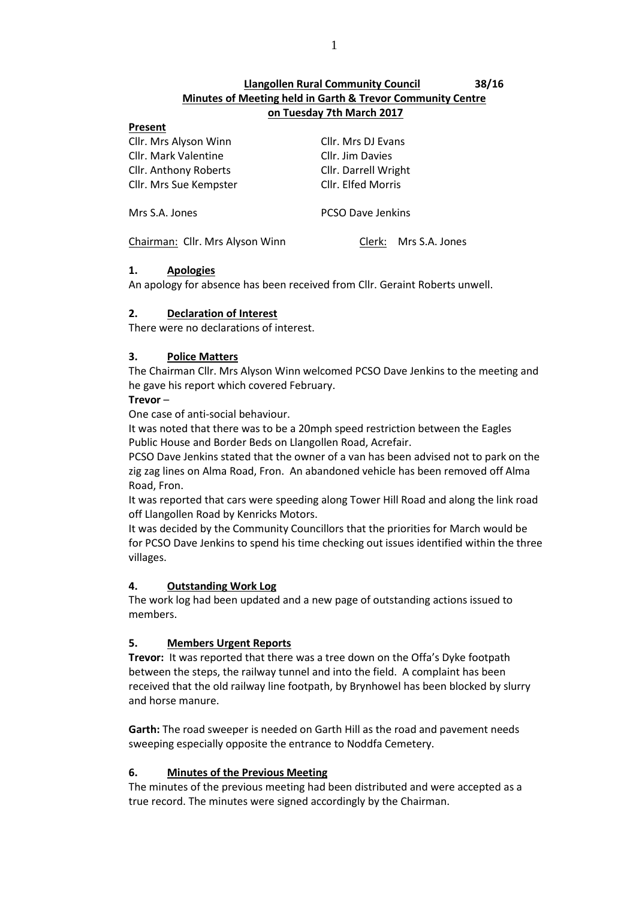**Llangollen Rural Community Council 38/16**
**Minutes of Meeting held in Garth & Trevor Community Centre**
**on Tuesday 7th March 2017**

**Present**

| | |
|---|---|
| Cllr. Mrs Alyson Winn | Cllr. Mrs DJ Evans |
| Cllr. Mark Valentine | Cllr. Jim Davies |
| Cllr. Anthony Roberts | Cllr. Darrell Wright |
| Cllr. Mrs Sue Kempster | Cllr. Elfed Morris |
| Mrs S.A. Jones | PCSO Dave Jenkins |

Chairman: Cllr. Mrs Alyson Winn Clerk: Mrs S.A. Jones

## 1. Apologies

An apology for absence has been received from Cllr. Geraint Roberts unwell.

## 2. Declaration of Interest

There were no declarations of interest.

## 3. Police Matters

The Chairman Cllr. Mrs Alyson Winn welcomed PCSO Dave Jenkins to the meeting and he gave his report which covered February.

**Trevor** –

One case of anti-social behaviour.

It was noted that there was to be a 20mph speed restriction between the Eagles Public House and Border Beds on Llangollen Road, Acrefair.

PCSO Dave Jenkins stated that the owner of a van has been advised not to park on the zig zag lines on Alma Road, Fron. An abandoned vehicle has been removed off Alma Road, Fron.

It was reported that cars were speeding along Tower Hill Road and along the link road off Llangollen Road by Kenricks Motors.

It was decided by the Community Councillors that the priorities for March would be for PCSO Dave Jenkins to spend his time checking out issues identified within the three villages.

## 4. Outstanding Work Log

The work log had been updated and a new page of outstanding actions issued to members.

## 5. Members Urgent Reports

**Trevor:** It was reported that there was a tree down on the Offa's Dyke footpath between the steps, the railway tunnel and into the field. A complaint has been received that the old railway line footpath, by Brynhowel has been blocked by slurry and horse manure.

**Garth:** The road sweeper is needed on Garth Hill as the road and pavement needs sweeping especially opposite the entrance to Noddfa Cemetery.

## 6. Minutes of the Previous Meeting

The minutes of the previous meeting had been distributed and were accepted as a true record. The minutes were signed accordingly by the Chairman.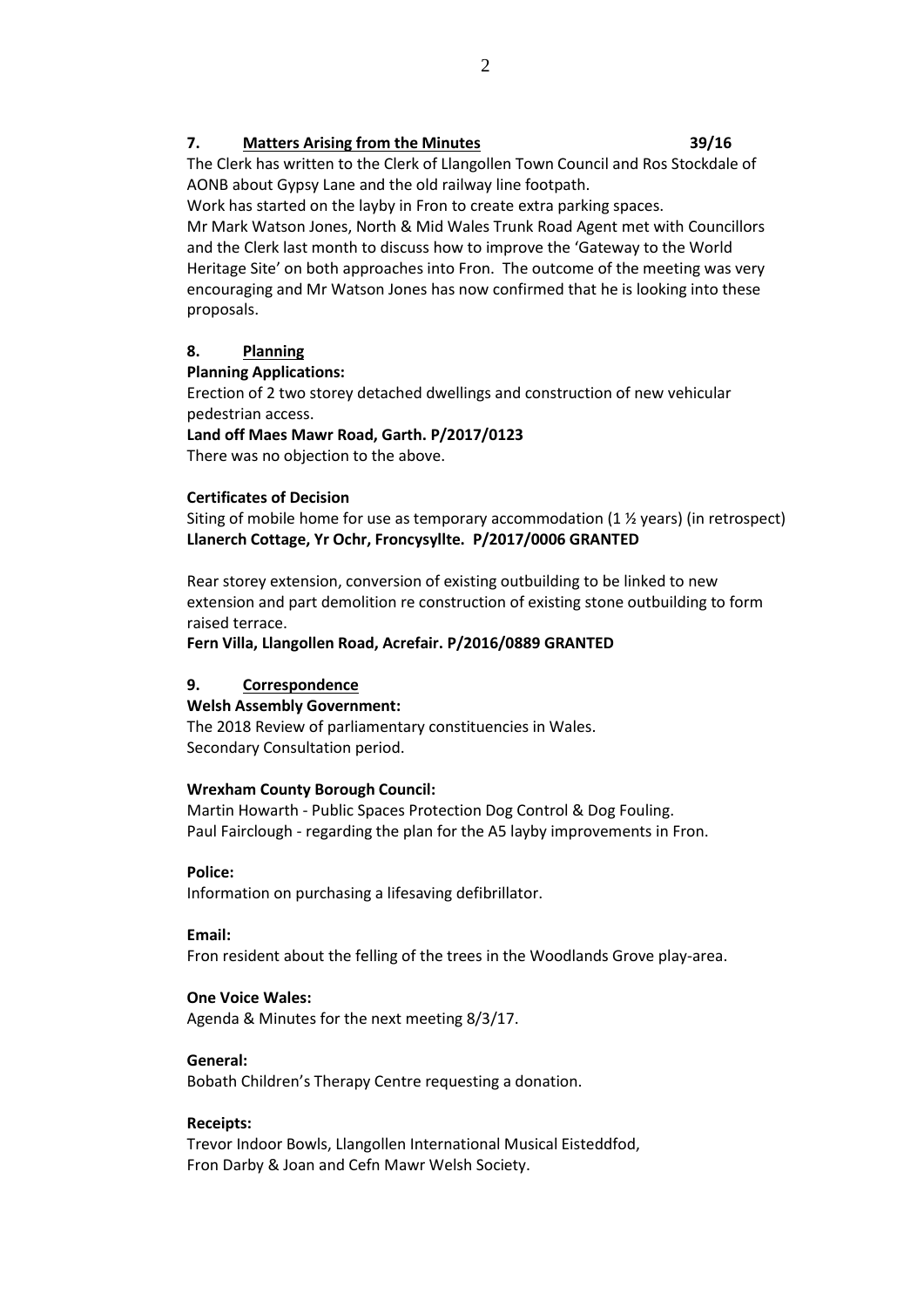## 7. Matters Arising from the Minutes 39/16

The Clerk has written to the Clerk of Llangollen Town Council and Ros Stockdale of AONB about Gypsy Lane and the old railway line footpath.

Work has started on the layby in Fron to create extra parking spaces.

Mr Mark Watson Jones, North & Mid Wales Trunk Road Agent met with Councillors and the Clerk last month to discuss how to improve the 'Gateway to the World Heritage Site' on both approaches into Fron. The outcome of the meeting was very encouraging and Mr Watson Jones has now confirmed that he is looking into these proposals.

## 8. Planning

**Planning Applications:**

Erection of 2 two storey detached dwellings and construction of new vehicular pedestrian access.

**Land off Maes Mawr Road, Garth. P/2017/0123**

There was no objection to the above.

**Certificates of Decision**

Siting of mobile home for use as temporary accommodation (1 ½ years) (in retrospect)

**Llanerch Cottage, Yr Ochr, Froncysyllte. P/2017/0006 GRANTED**

Rear storey extension, conversion of existing outbuilding to be linked to new extension and part demolition re construction of existing stone outbuilding to form raised terrace.

**Fern Villa, Llangollen Road, Acrefair. P/2016/0889 GRANTED**

## 9. Correspondence

**Welsh Assembly Government:**

The 2018 Review of parliamentary constituencies in Wales.
Secondary Consultation period.

**Wrexham County Borough Council:**

Martin Howarth - Public Spaces Protection Dog Control & Dog Fouling.
Paul Fairclough - regarding the plan for the A5 layby improvements in Fron.

**Police:**

Information on purchasing a lifesaving defibrillator.

**Email:**

Fron resident about the felling of the trees in the Woodlands Grove play-area.

**One Voice Wales:**

Agenda & Minutes for the next meeting 8/3/17.

**General:**

Bobath Children's Therapy Centre requesting a donation.

**Receipts:**

Trevor Indoor Bowls, Llangollen International Musical Eisteddfod, Fron Darby & Joan and Cefn Mawr Welsh Society.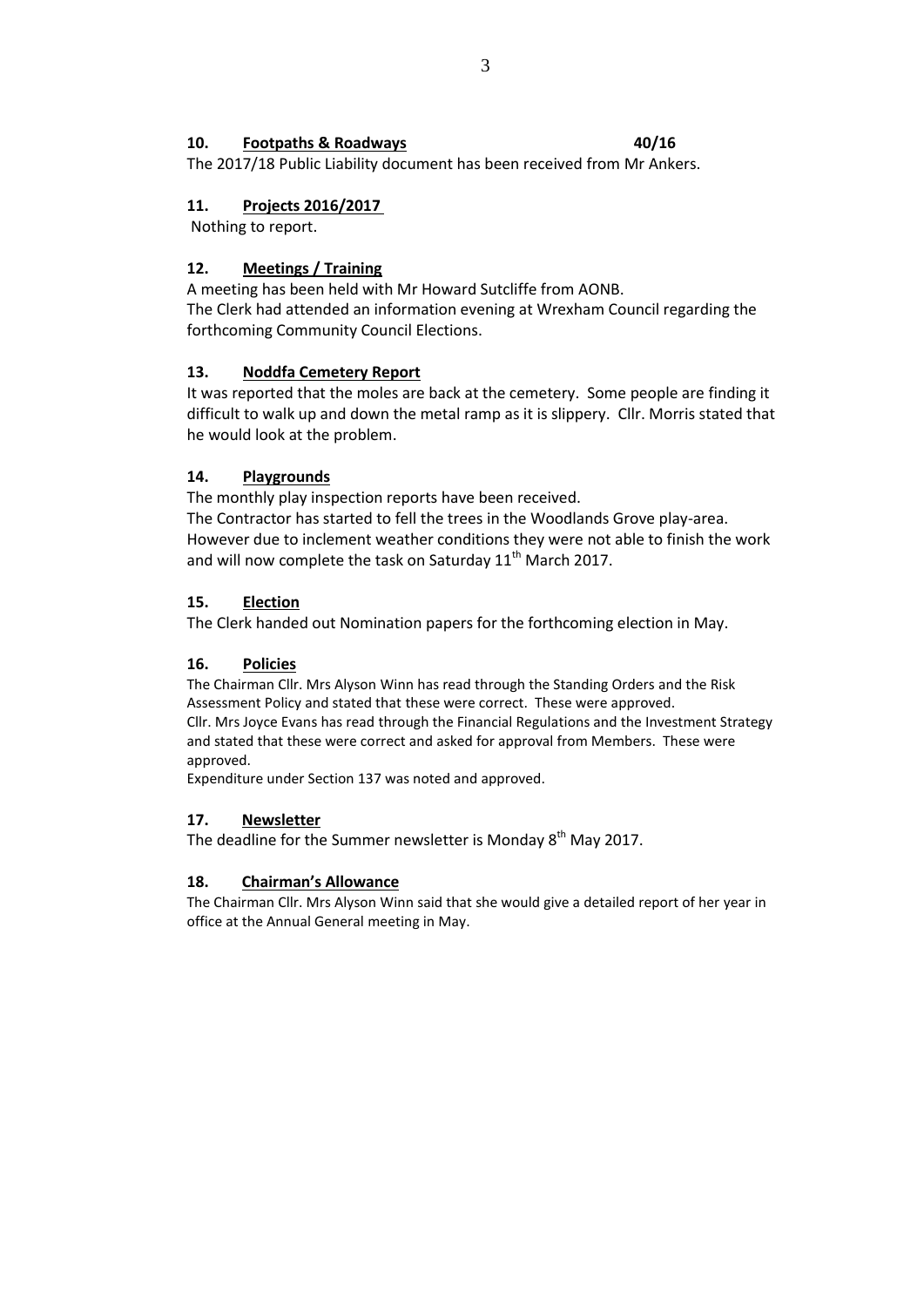**10. Footpaths & Roadways 40/16**

The 2017/18 Public Liability document has been received from Mr Ankers.

**11. Projects 2016/2017**

Nothing to report.

**12. Meetings / Training**

A meeting has been held with Mr Howard Sutcliffe from AONB.
The Clerk had attended an information evening at Wrexham Council regarding the forthcoming Community Council Elections.

**13. Noddfa Cemetery Report**

It was reported that the moles are back at the cemetery. Some people are finding it difficult to walk up and down the metal ramp as it is slippery. Cllr. Morris stated that he would look at the problem.

**14. Playgrounds**

The monthly play inspection reports have been received.
The Contractor has started to fell the trees in the Woodlands Grove play-area. However due to inclement weather conditions they were not able to finish the work and will now complete the task on Saturday 11th March 2017.

**15. Election**

The Clerk handed out Nomination papers for the forthcoming election in May.

**16. Policies**

The Chairman Cllr. Mrs Alyson Winn has read through the Standing Orders and the Risk Assessment Policy and stated that these were correct. These were approved.
Cllr. Mrs Joyce Evans has read through the Financial Regulations and the Investment Strategy and stated that these were correct and asked for approval from Members. These were approved.
Expenditure under Section 137 was noted and approved.

**17. Newsletter**

The deadline for the Summer newsletter is Monday 8th May 2017.

**18. Chairman's Allowance**

The Chairman Cllr. Mrs Alyson Winn said that she would give a detailed report of her year in office at the Annual General meeting in May.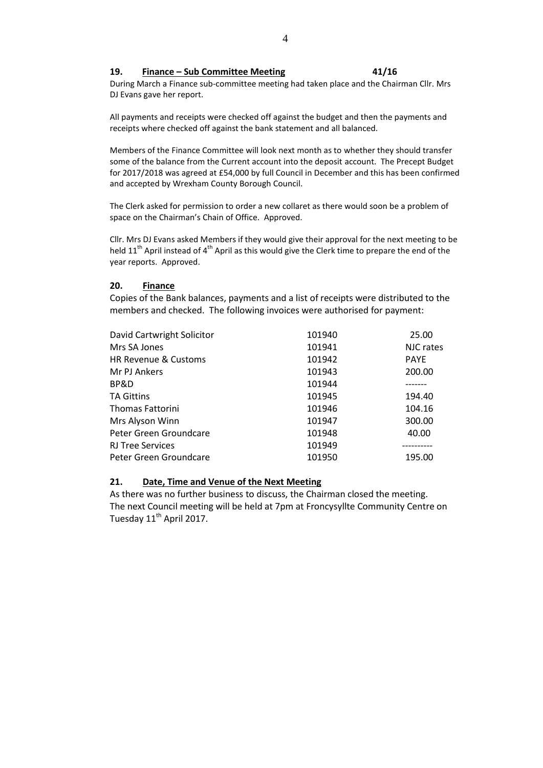## 19. Finance – Sub Committee Meeting 41/16

During March a Finance sub-committee meeting had taken place and the Chairman Cllr. Mrs DJ Evans gave her report.

All payments and receipts were checked off against the budget and then the payments and receipts where checked off against the bank statement and all balanced.

Members of the Finance Committee will look next month as to whether they should transfer some of the balance from the Current account into the deposit account. The Precept Budget for 2017/2018 was agreed at £54,000 by full Council in December and this has been confirmed and accepted by Wrexham County Borough Council.

The Clerk asked for permission to order a new collaret as there would soon be a problem of space on the Chairman's Chain of Office. Approved.

Cllr. Mrs DJ Evans asked Members if they would give their approval for the next meeting to be held 11th April instead of 4th April as this would give the Clerk time to prepare the end of the year reports. Approved.

## 20. Finance

Copies of the Bank balances, payments and a list of receipts were distributed to the members and checked. The following invoices were authorised for payment:

| | | |
|---|---|---|
| David Cartwright Solicitor | 101940 | 25.00 |
| Mrs SA Jones | 101941 | NJC rates |
| HR Revenue & Customs | 101942 | PAYE |
| Mr PJ Ankers | 101943 | 200.00 |
| BP&D | 101944 | ------- |
| TA Gittins | 101945 | 194.40 |
| Thomas Fattorini | 101946 | 104.16 |
| Mrs Alyson Winn | 101947 | 300.00 |
| Peter Green Groundcare | 101948 | 40.00 |
| RJ Tree Services | 101949 | ---------- |
| Peter Green Groundcare | 101950 | 195.00 |

## 21. Date, Time and Venue of the Next Meeting

As there was no further business to discuss, the Chairman closed the meeting. The next Council meeting will be held at 7pm at Froncysyllte Community Centre on Tuesday 11th April 2017.